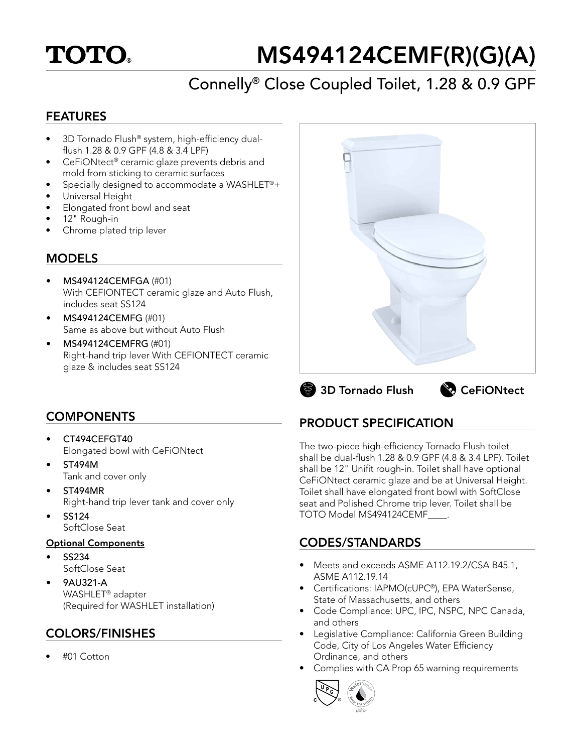TOTO®

# MS494124CEMF(R)(G)(A)

## Connelly® Close Coupled Toilet, 1.28 & 0.9 GPF

## FEATURES

- 3D Tornado Flush® system, high-efficiency dual-flush 1.28 & 0.9 GPF (4.8 & 3.4 LPF)
- CeFiONtect® ceramic glaze prevents debris and mold from sticking to ceramic surfaces
- Specially designed to accommodate a WASHLET®+
- Universal Height
- Elongated front bowl and seat
- 12" Rough-in
- Chrome plated trip lever

## MODELS

- **MS494124CEMFGA** (#01)
  With CEFIONTECT ceramic glaze and Auto Flush, includes seat SS124
- **MS494124CEMFG** (#01)
  Same as above but without Auto Flush
- **MS494124CEMFRG** (#01)
  Right-hand trip lever With CEFIONTECT ceramic glaze & includes seat SS124

3D Tornado Flush    CeFiONtect

## COMPONENTS

- **CT494CEFGT40**
  Elongated bowl with CeFiONtect
- **ST494M**
  Tank and cover only
- **ST494MR**
  Right-hand trip lever tank and cover only
- **SS124**
  SoftClose Seat

**Optional Components**

- **SS234**
  SoftClose Seat
- **9AU321-A**
  WASHLET® adapter
  (Required for WASHLET installation)

## COLORS/FINISHES

- #01 Cotton

## PRODUCT SPECIFICATION

The two-piece high-efficiency Tornado Flush toilet shall be dual-flush 1.28 & 0.9 GPF (4.8 & 3.4 LPF). Toilet shall be 12" Unifit rough-in. Toilet shall have optional CeFiONtect ceramic glaze and be at Universal Height. Toilet shall have elongated front bowl with SoftClose seat and Polished Chrome trip lever. Toilet shall be TOTO Model MS494124CEMF____.

## CODES/STANDARDS

- Meets and exceeds ASME A112.19.2/CSA B45.1, ASME A112.19.14
- Certifications: IAPMO(cUPC®), EPA WaterSense, State of Massachusetts, and others
- Code Compliance: UPC, IPC, NSPC, NPC Canada, and others
- Legislative Compliance: California Green Building Code, City of Los Angeles Water Efficiency Ordinance, and others
- Complies with CA Prop 65 warning requirements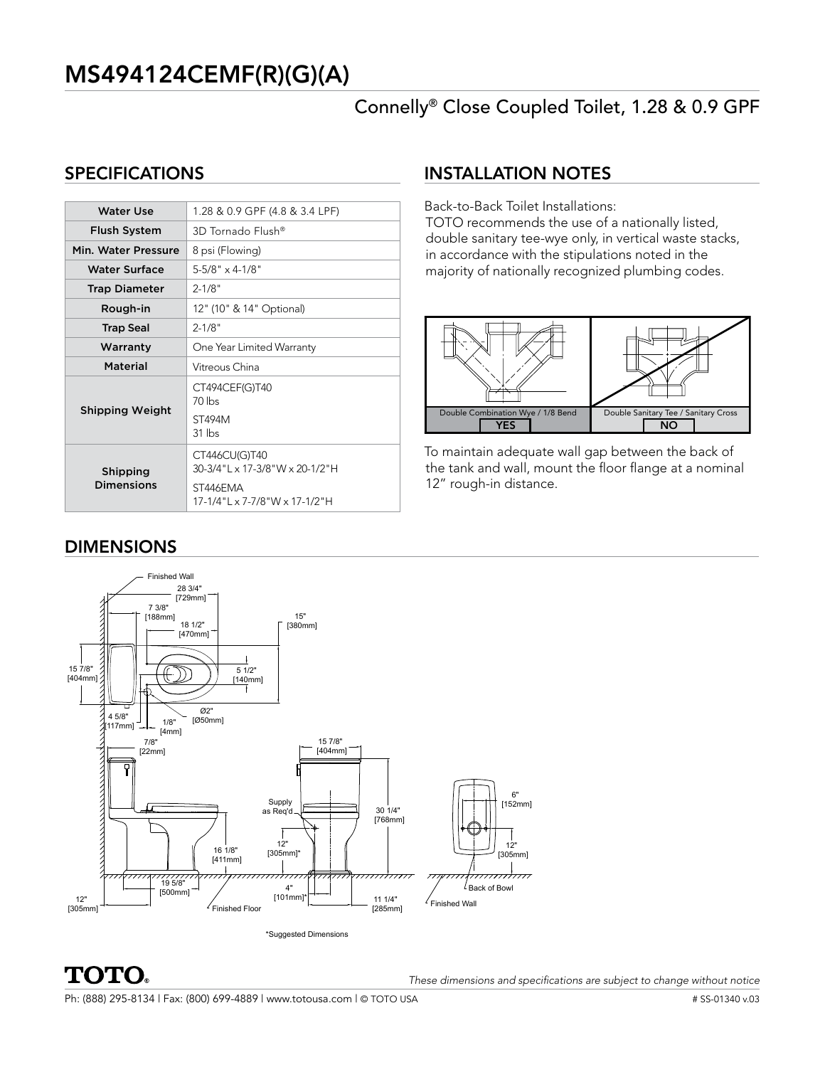# MS494124CEMF(R)(G)(A)

## Connelly® Close Coupled Toilet, 1.28 & 0.9 GPF

## SPECIFICATIONS

| | |
|---|---|
| Water Use | 1.28 & 0.9 GPF (4.8 & 3.4 LPF) |
| Flush System | 3D Tornado Flush® |
| Min. Water Pressure | 8 psi (Flowing) |
| Water Surface | 5-5/8" x 4-1/8" |
| Trap Diameter | 2-1/8" |
| Rough-in | 12" (10" & 14" Optional) |
| Trap Seal | 2-1/8" |
| Warranty | One Year Limited Warranty |
| Material | Vitreous China |
| Shipping Weight | CT494CEF(G)T40 70 lbs<br>ST494M 31 lbs |
| Shipping Dimensions | CT446CU(G)T40 30-3/4"L x 17-3/8"W x 20-1/2"H<br>ST446EMA 17-1/4"L x 7-7/8"W x 17-1/2"H |

## INSTALLATION NOTES

Back-to-Back Toilet Installations:
TOTO recommends the use of a nationally listed, double sanitary tee-wye only, in vertical waste stacks, in accordance with the stipulations noted in the majority of nationally recognized plumbing codes.

Double Combination Wye / 1/8 Bend
YES

Double Sanitary Tee / Sanitary Cross
NO

To maintain adequate wall gap between the back of the tank and wall, mount the floor flange at a nominal 12" rough-in distance.

## DIMENSIONS

Finished Wall
28 3/4" [729mm]
7 3/8" [188mm]
18 1/2" [470mm]
15" [380mm]
15 7/8" [404mm]
5 1/2" [140mm]
4 5/8" [117mm]
1/8" [4mm]
Ø2" [Ø50mm]
7/8" [22mm]
15 7/8" [404mm]
Supply as Req'd
30 1/4" [768mm]
12" [305mm]*
16 1/8" [411mm]
19 5/8" [500mm]
4" [101mm]*
11 1/4" [285mm]
12" [305mm]
Finished Floor
6" [152mm]
12" [305mm]
Back of Bowl
Finished Wall

*Suggested Dimensions

*These dimensions and specifications are subject to change without notice*

Ph: (888) 295-8134 | Fax: (800) 699-4889 | www.totousa.com | © TOTO USA

# SS-01340 v.03